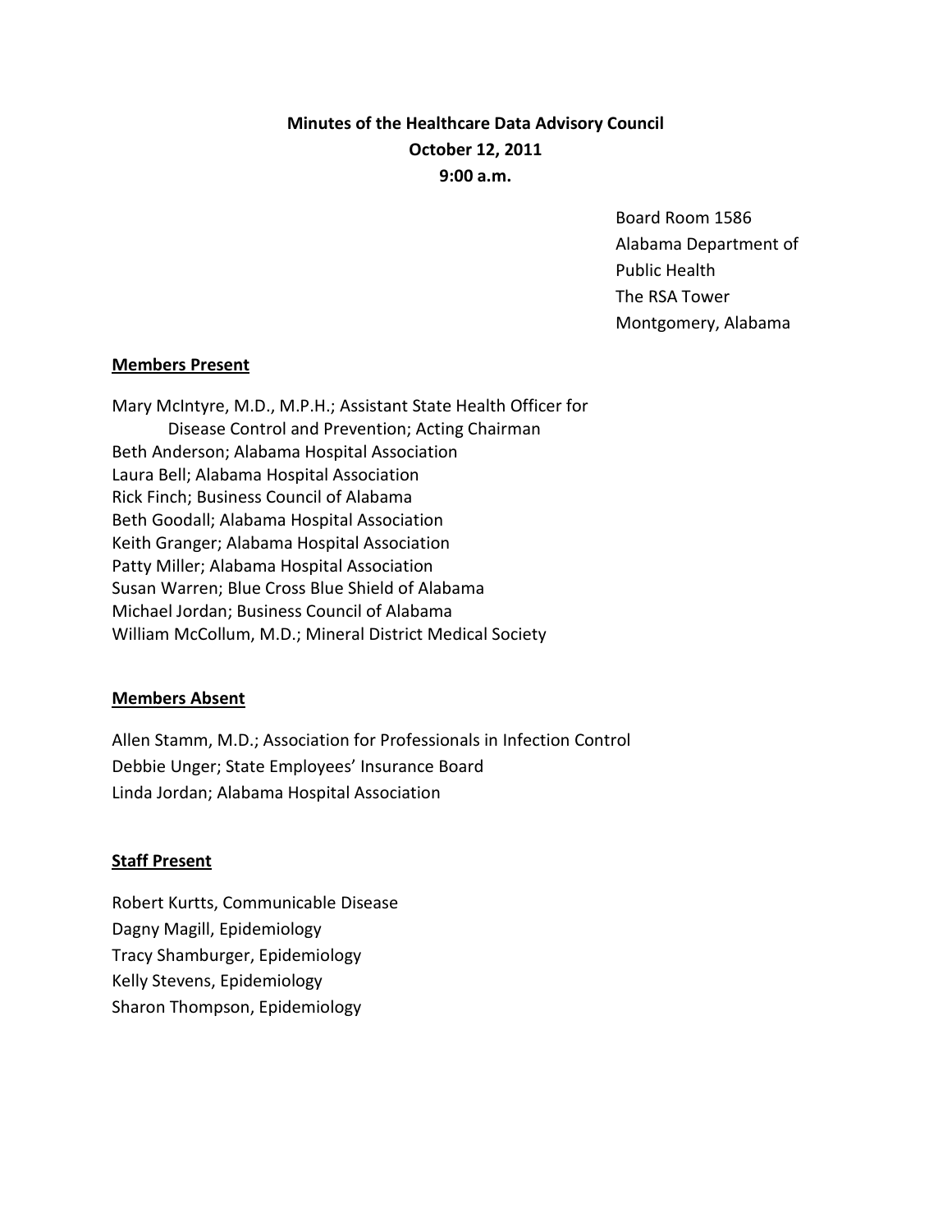**Minutes of the Healthcare Data Advisory Council**
**October 12, 2011**
**9:00 a.m.**

Board Room 1586
Alabama Department of
Public Health
The RSA Tower
Montgomery, Alabama

**Members Present**

Mary McIntyre, M.D., M.P.H.; Assistant State Health Officer for Disease Control and Prevention; Acting Chairman
Beth Anderson; Alabama Hospital Association
Laura Bell; Alabama Hospital Association
Rick Finch; Business Council of Alabama
Beth Goodall; Alabama Hospital Association
Keith Granger; Alabama Hospital Association
Patty Miller; Alabama Hospital Association
Susan Warren; Blue Cross Blue Shield of Alabama
Michael Jordan; Business Council of Alabama
William McCollum, M.D.; Mineral District Medical Society

**Members Absent**

Allen Stamm, M.D.; Association for Professionals in Infection Control
Debbie Unger; State Employees' Insurance Board
Linda Jordan; Alabama Hospital Association

**Staff Present**

Robert Kurtts, Communicable Disease
Dagny Magill, Epidemiology
Tracy Shamburger, Epidemiology
Kelly Stevens, Epidemiology
Sharon Thompson, Epidemiology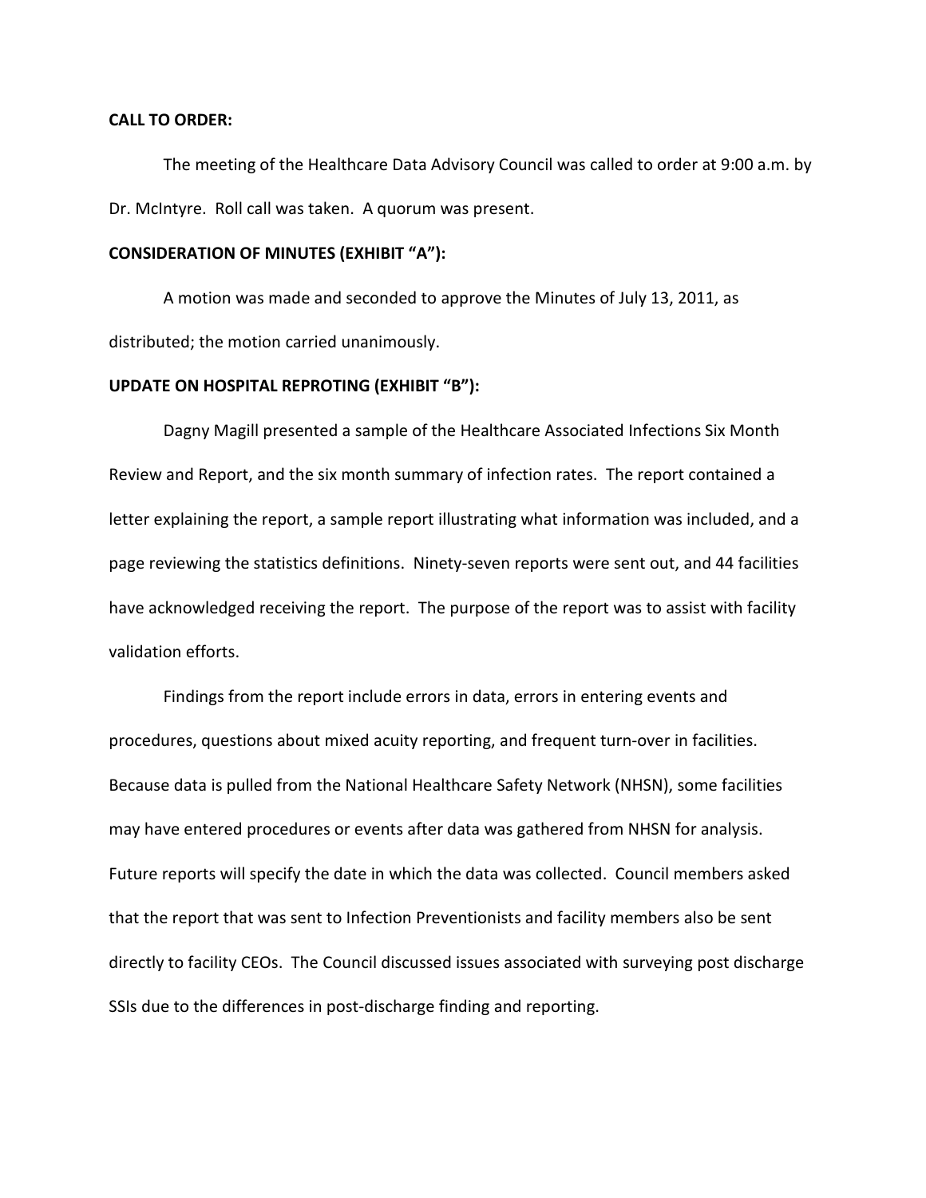**CALL TO ORDER:**

The meeting of the Healthcare Data Advisory Council was called to order at 9:00 a.m. by Dr. McIntyre. Roll call was taken. A quorum was present.

**CONSIDERATION OF MINUTES (EXHIBIT "A"):**

A motion was made and seconded to approve the Minutes of July 13, 2011, as distributed; the motion carried unanimously.

**UPDATE ON HOSPITAL REPROTING (EXHIBIT "B"):**

Dagny Magill presented a sample of the Healthcare Associated Infections Six Month Review and Report, and the six month summary of infection rates. The report contained a letter explaining the report, a sample report illustrating what information was included, and a page reviewing the statistics definitions. Ninety-seven reports were sent out, and 44 facilities have acknowledged receiving the report. The purpose of the report was to assist with facility validation efforts.

Findings from the report include errors in data, errors in entering events and procedures, questions about mixed acuity reporting, and frequent turn-over in facilities. Because data is pulled from the National Healthcare Safety Network (NHSN), some facilities may have entered procedures or events after data was gathered from NHSN for analysis. Future reports will specify the date in which the data was collected. Council members asked that the report that was sent to Infection Preventionists and facility members also be sent directly to facility CEOs. The Council discussed issues associated with surveying post discharge SSIs due to the differences in post-discharge finding and reporting.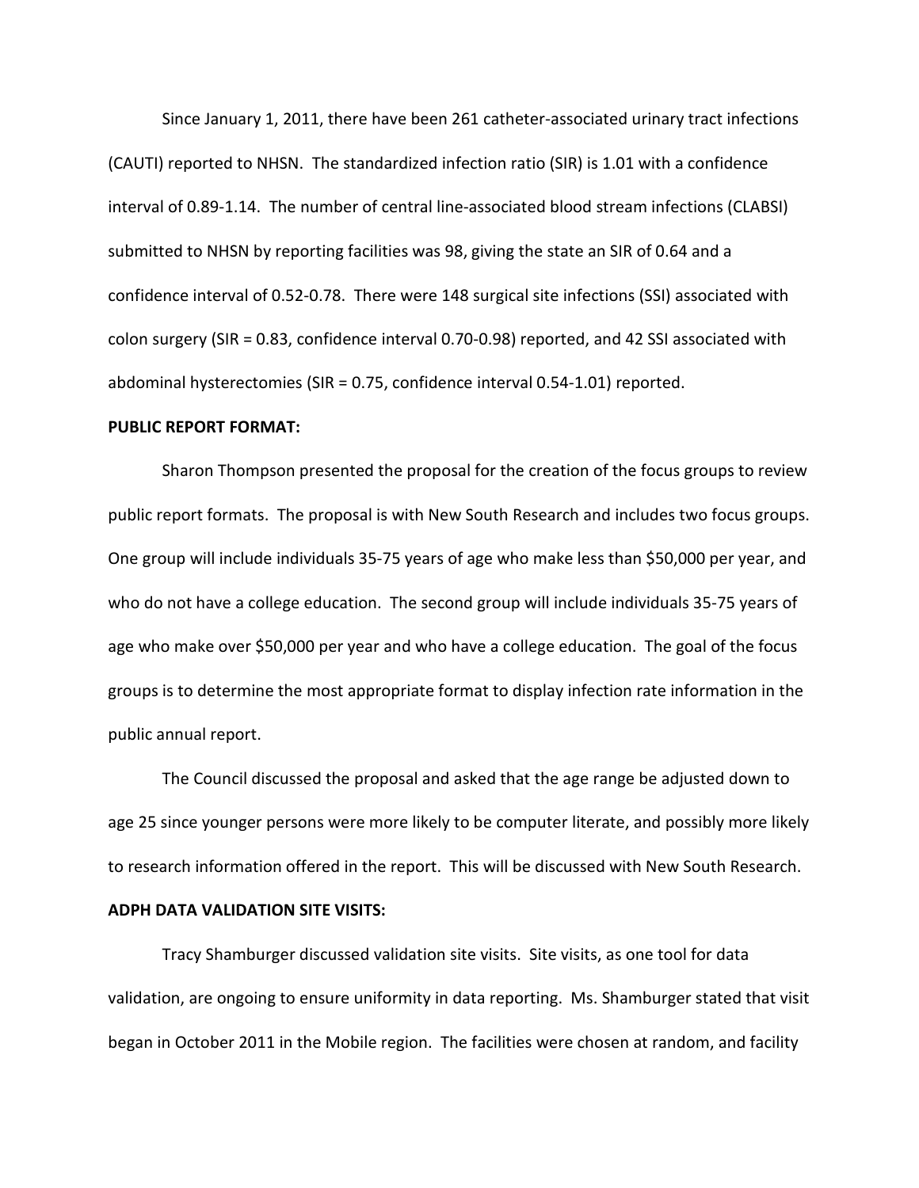Since January 1, 2011, there have been 261 catheter-associated urinary tract infections (CAUTI) reported to NHSN. The standardized infection ratio (SIR) is 1.01 with a confidence interval of 0.89-1.14. The number of central line-associated blood stream infections (CLABSI) submitted to NHSN by reporting facilities was 98, giving the state an SIR of 0.64 and a confidence interval of 0.52-0.78. There were 148 surgical site infections (SSI) associated with colon surgery (SIR = 0.83, confidence interval 0.70-0.98) reported, and 42 SSI associated with abdominal hysterectomies (SIR = 0.75, confidence interval 0.54-1.01) reported.

**PUBLIC REPORT FORMAT:**

Sharon Thompson presented the proposal for the creation of the focus groups to review public report formats. The proposal is with New South Research and includes two focus groups. One group will include individuals 35-75 years of age who make less than $50,000 per year, and who do not have a college education. The second group will include individuals 35-75 years of age who make over $50,000 per year and who have a college education. The goal of the focus groups is to determine the most appropriate format to display infection rate information in the public annual report.

The Council discussed the proposal and asked that the age range be adjusted down to age 25 since younger persons were more likely to be computer literate, and possibly more likely to research information offered in the report. This will be discussed with New South Research.

**ADPH DATA VALIDATION SITE VISITS:**

Tracy Shamburger discussed validation site visits. Site visits, as one tool for data validation, are ongoing to ensure uniformity in data reporting. Ms. Shamburger stated that visit began in October 2011 in the Mobile region. The facilities were chosen at random, and facility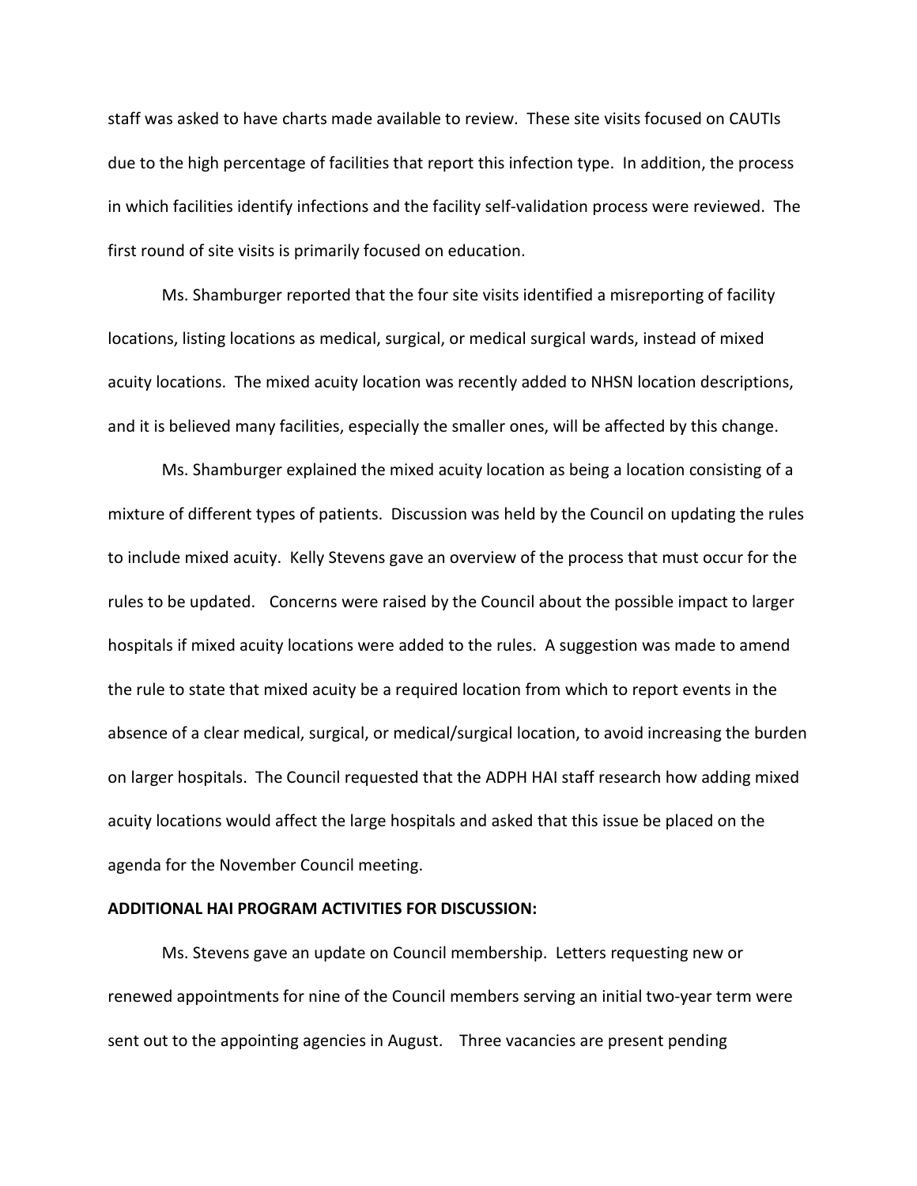staff was asked to have charts made available to review. These site visits focused on CAUTIs due to the high percentage of facilities that report this infection type. In addition, the process in which facilities identify infections and the facility self-validation process were reviewed. The first round of site visits is primarily focused on education.

Ms. Shamburger reported that the four site visits identified a misreporting of facility locations, listing locations as medical, surgical, or medical surgical wards, instead of mixed acuity locations. The mixed acuity location was recently added to NHSN location descriptions, and it is believed many facilities, especially the smaller ones, will be affected by this change.

Ms. Shamburger explained the mixed acuity location as being a location consisting of a mixture of different types of patients. Discussion was held by the Council on updating the rules to include mixed acuity. Kelly Stevens gave an overview of the process that must occur for the rules to be updated. Concerns were raised by the Council about the possible impact to larger hospitals if mixed acuity locations were added to the rules. A suggestion was made to amend the rule to state that mixed acuity be a required location from which to report events in the absence of a clear medical, surgical, or medical/surgical location, to avoid increasing the burden on larger hospitals. The Council requested that the ADPH HAI staff research how adding mixed acuity locations would affect the large hospitals and asked that this issue be placed on the agenda for the November Council meeting.

**ADDITIONAL HAI PROGRAM ACTIVITIES FOR DISCUSSION:**

Ms. Stevens gave an update on Council membership. Letters requesting new or renewed appointments for nine of the Council members serving an initial two-year term were sent out to the appointing agencies in August. Three vacancies are present pending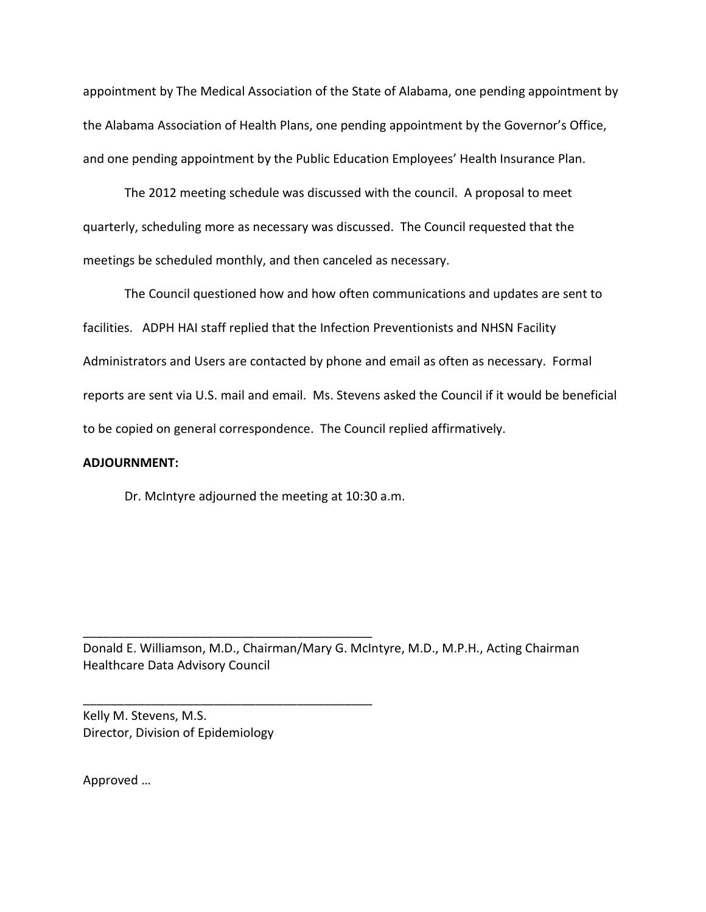appointment by The Medical Association of the State of Alabama, one pending appointment by the Alabama Association of Health Plans, one pending appointment by the Governor's Office, and one pending appointment by the Public Education Employees' Health Insurance Plan.

The 2012 meeting schedule was discussed with the council. A proposal to meet quarterly, scheduling more as necessary was discussed. The Council requested that the meetings be scheduled monthly, and then canceled as necessary.

The Council questioned how and how often communications and updates are sent to facilities. ADPH HAI staff replied that the Infection Preventionists and NHSN Facility Administrators and Users are contacted by phone and email as often as necessary. Formal reports are sent via U.S. mail and email. Ms. Stevens asked the Council if it would be beneficial to be copied on general correspondence. The Council replied affirmatively.

**ADJOURNMENT:**

Dr. McIntyre adjourned the meeting at 10:30 a.m.

\_\_\_\_\_\_\_\_\_\_\_\_\_\_\_\_\_\_\_\_\_\_\_\_\_\_\_\_\_\_\_\_\_\_\_\_\_\_\_\_\_\_
Donald E. Williamson, M.D., Chairman/Mary G. McIntyre, M.D., M.P.H., Acting Chairman
Healthcare Data Advisory Council

\_\_\_\_\_\_\_\_\_\_\_\_\_\_\_\_\_\_\_\_\_\_\_\_\_\_\_\_\_\_\_\_\_\_\_\_\_\_\_\_\_\_
Kelly M. Stevens, M.S.
Director, Division of Epidemiology

Approved …